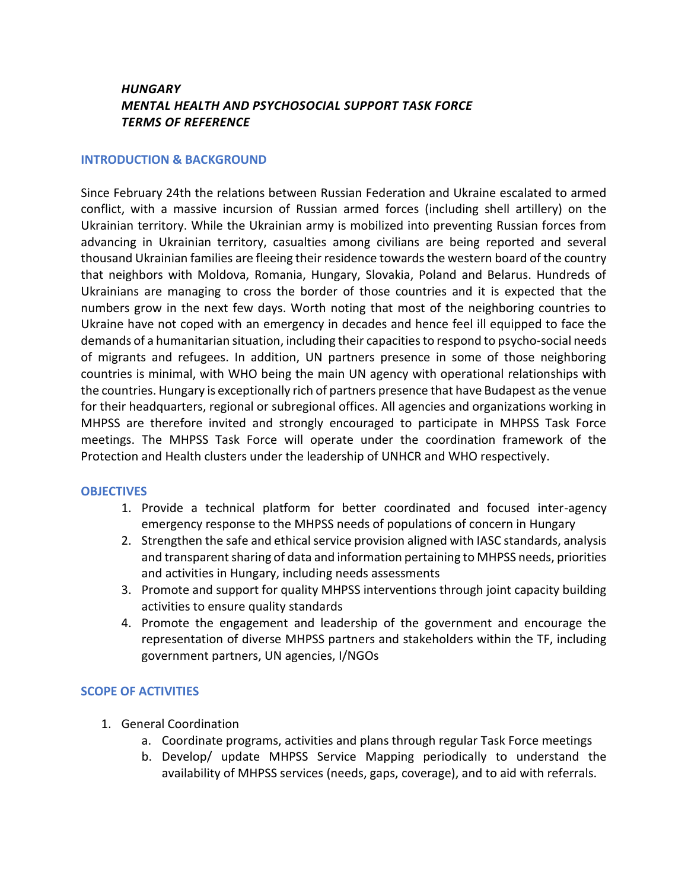***HUNGARY***
***MENTAL HEALTH AND PSYCHOSOCIAL SUPPORT TASK FORCE***
***TERMS OF REFERENCE***

## INTRODUCTION & BACKGROUND

Since February 24th the relations between Russian Federation and Ukraine escalated to armed conflict, with a massive incursion of Russian armed forces (including shell artillery) on the Ukrainian territory. While the Ukrainian army is mobilized into preventing Russian forces from advancing in Ukrainian territory, casualties among civilians are being reported and several thousand Ukrainian families are fleeing their residence towards the western board of the country that neighbors with Moldova, Romania, Hungary, Slovakia, Poland and Belarus. Hundreds of Ukrainians are managing to cross the border of those countries and it is expected that the numbers grow in the next few days. Worth noting that most of the neighboring countries to Ukraine have not coped with an emergency in decades and hence feel ill equipped to face the demands of a humanitarian situation, including their capacities to respond to psycho-social needs of migrants and refugees. In addition, UN partners presence in some of those neighboring countries is minimal, with WHO being the main UN agency with operational relationships with the countries. Hungary is exceptionally rich of partners presence that have Budapest as the venue for their headquarters, regional or subregional offices. All agencies and organizations working in MHPSS are therefore invited and strongly encouraged to participate in MHPSS Task Force meetings. The MHPSS Task Force will operate under the coordination framework of the Protection and Health clusters under the leadership of UNHCR and WHO respectively.

## OBJECTIVES

1. Provide a technical platform for better coordinated and focused inter-agency emergency response to the MHPSS needs of populations of concern in Hungary
2. Strengthen the safe and ethical service provision aligned with IASC standards, analysis and transparent sharing of data and information pertaining to MHPSS needs, priorities and activities in Hungary, including needs assessments
3. Promote and support for quality MHPSS interventions through joint capacity building activities to ensure quality standards
4. Promote the engagement and leadership of the government and encourage the representation of diverse MHPSS partners and stakeholders within the TF, including government partners, UN agencies, I/NGOs

## SCOPE OF ACTIVITIES

1. General Coordination
   a. Coordinate programs, activities and plans through regular Task Force meetings
   b. Develop/ update MHPSS Service Mapping periodically to understand the availability of MHPSS services (needs, gaps, coverage), and to aid with referrals.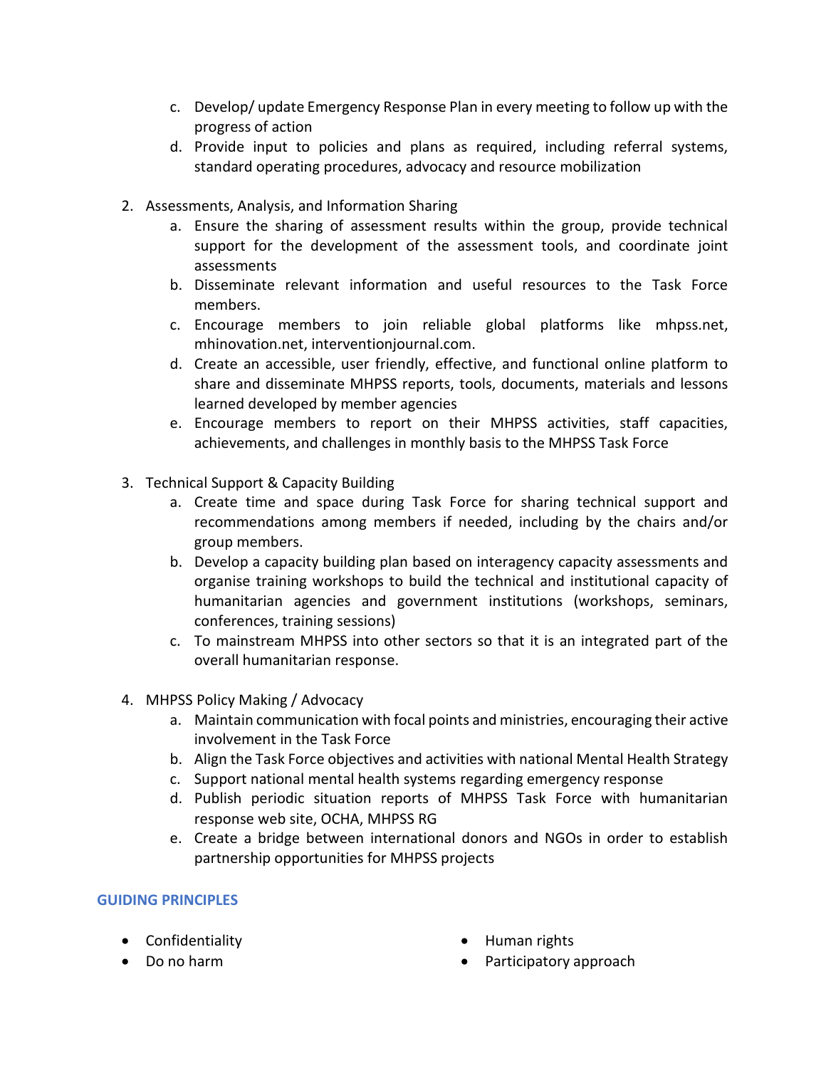c. Develop/ update Emergency Response Plan in every meeting to follow up with the progress of action
   d. Provide input to policies and plans as required, including referral systems, standard operating procedures, advocacy and resource mobilization

2. Assessments, Analysis, and Information Sharing
   a. Ensure the sharing of assessment results within the group, provide technical support for the development of the assessment tools, and coordinate joint assessments
   b. Disseminate relevant information and useful resources to the Task Force members.
   c. Encourage members to join reliable global platforms like mhpss.net, mhinovation.net, interventionjournal.com.
   d. Create an accessible, user friendly, effective, and functional online platform to share and disseminate MHPSS reports, tools, documents, materials and lessons learned developed by member agencies
   e. Encourage members to report on their MHPSS activities, staff capacities, achievements, and challenges in monthly basis to the MHPSS Task Force

3. Technical Support & Capacity Building
   a. Create time and space during Task Force for sharing technical support and recommendations among members if needed, including by the chairs and/or group members.
   b. Develop a capacity building plan based on interagency capacity assessments and organise training workshops to build the technical and institutional capacity of humanitarian agencies and government institutions (workshops, seminars, conferences, training sessions)
   c. To mainstream MHPSS into other sectors so that it is an integrated part of the overall humanitarian response.

4. MHPSS Policy Making / Advocacy
   a. Maintain communication with focal points and ministries, encouraging their active involvement in the Task Force
   b. Align the Task Force objectives and activities with national Mental Health Strategy
   c. Support national mental health systems regarding emergency response
   d. Publish periodic situation reports of MHPSS Task Force with humanitarian response web site, OCHA, MHPSS RG
   e. Create a bridge between international donors and NGOs in order to establish partnership opportunities for MHPSS projects

## GUIDING PRINCIPLES

- Confidentiality
- Do no harm
- Human rights
- Participatory approach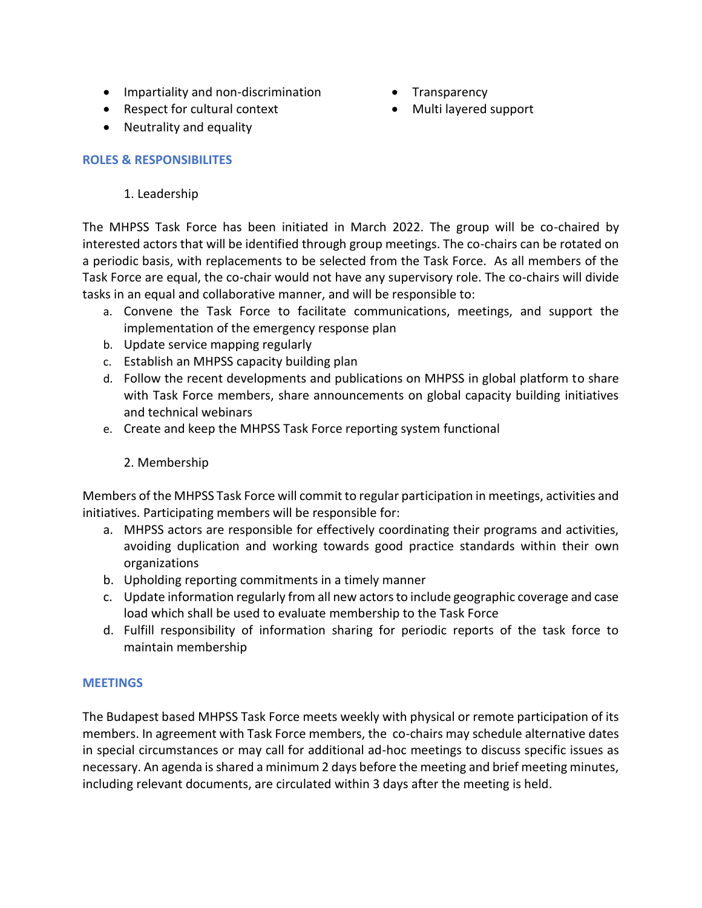- Impartiality and non-discrimination
- Respect for cultural context
- Neutrality and equality
- Transparency
- Multi layered support

## ROLES & RESPONSIBILITES

1. Leadership

The MHPSS Task Force has been initiated in March 2022. The group will be co-chaired by interested actors that will be identified through group meetings. The co-chairs can be rotated on a periodic basis, with replacements to be selected from the Task Force. As all members of the Task Force are equal, the co-chair would not have any supervisory role. The co-chairs will divide tasks in an equal and collaborative manner, and will be responsible to:

a. Convene the Task Force to facilitate communications, meetings, and support the implementation of the emergency response plan
b. Update service mapping regularly
c. Establish an MHPSS capacity building plan
d. Follow the recent developments and publications on MHPSS in global platform to share with Task Force members, share announcements on global capacity building initiatives and technical webinars
e. Create and keep the MHPSS Task Force reporting system functional

2. Membership

Members of the MHPSS Task Force will commit to regular participation in meetings, activities and initiatives. Participating members will be responsible for:

a. MHPSS actors are responsible for effectively coordinating their programs and activities, avoiding duplication and working towards good practice standards within their own organizations
b. Upholding reporting commitments in a timely manner
c. Update information regularly from all new actors to include geographic coverage and case load which shall be used to evaluate membership to the Task Force
d. Fulfill responsibility of information sharing for periodic reports of the task force to maintain membership

## MEETINGS

The Budapest based MHPSS Task Force meets weekly with physical or remote participation of its members. In agreement with Task Force members, the co-chairs may schedule alternative dates in special circumstances or may call for additional ad-hoc meetings to discuss specific issues as necessary. An agenda is shared a minimum 2 days before the meeting and brief meeting minutes, including relevant documents, are circulated within 3 days after the meeting is held.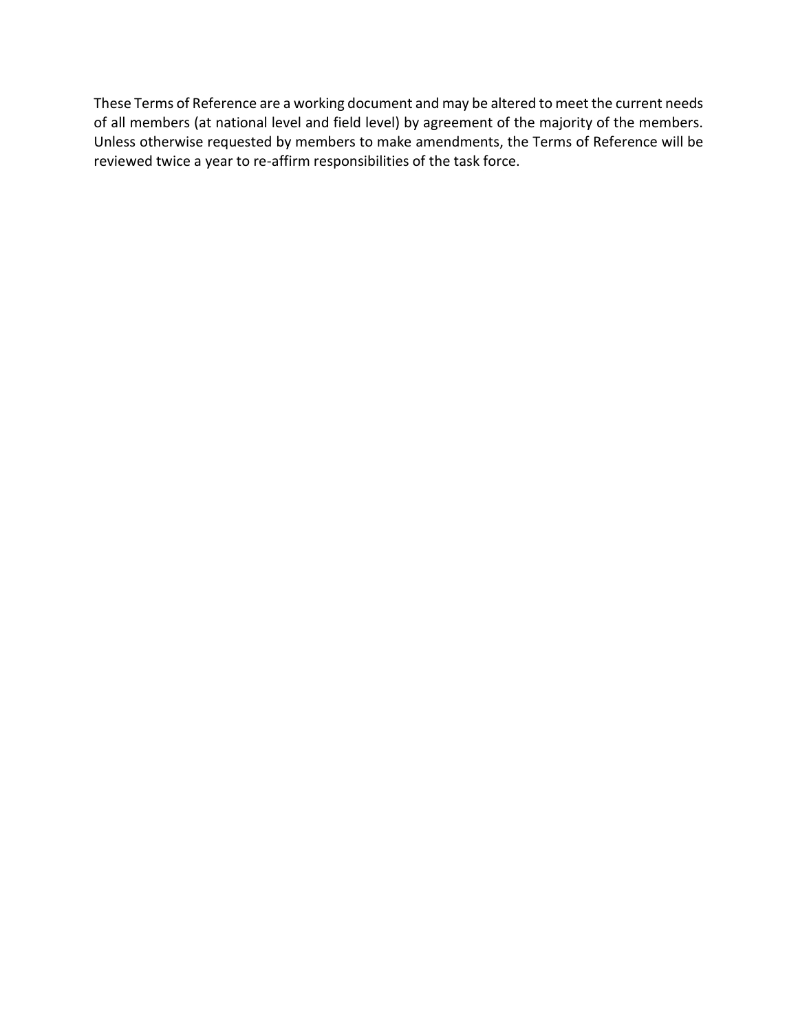These Terms of Reference are a working document and may be altered to meet the current needs of all members (at national level and field level) by agreement of the majority of the members. Unless otherwise requested by members to make amendments, the Terms of Reference will be reviewed twice a year to re-affirm responsibilities of the task force.